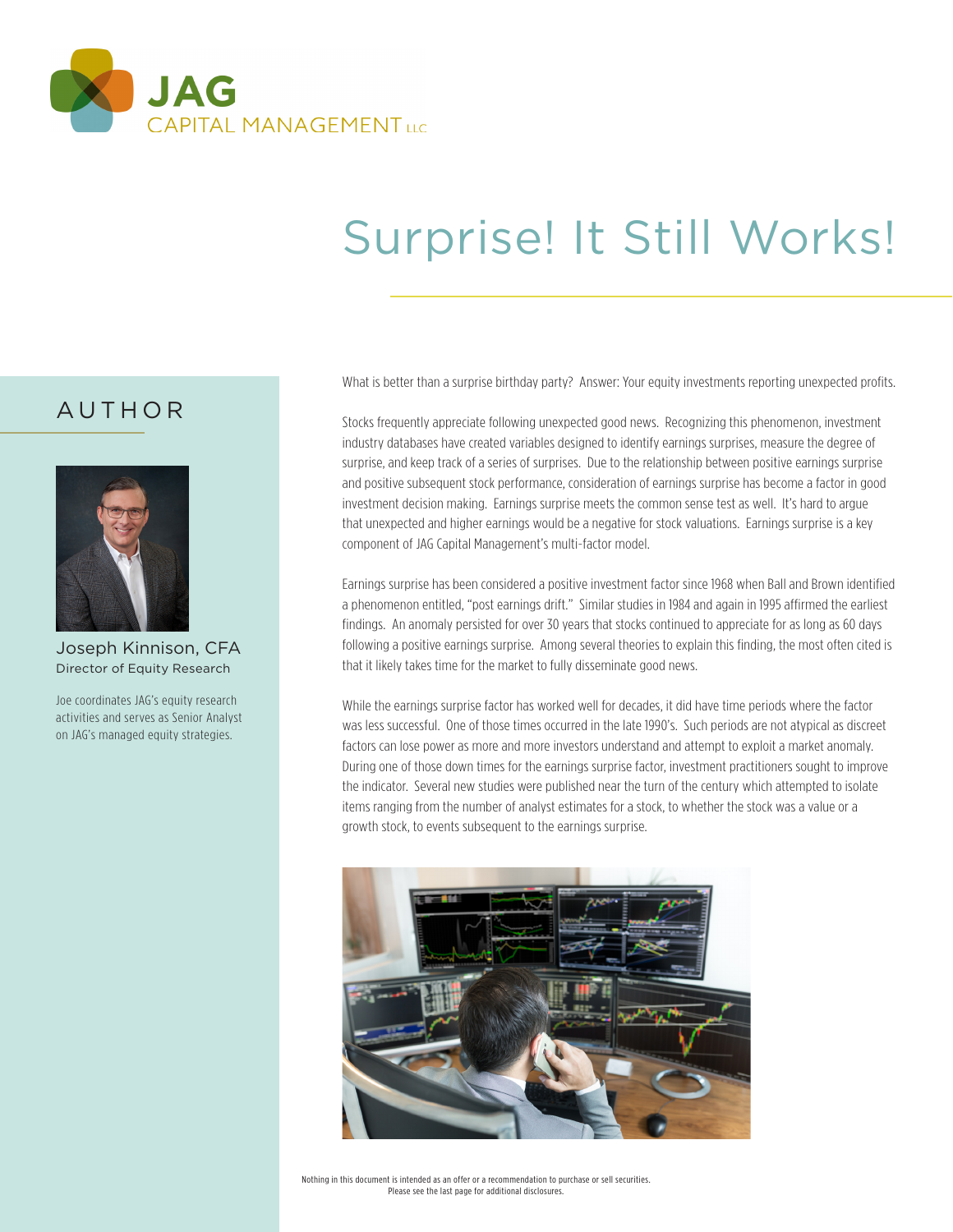JAG CAPITAL MANAGEMENT LLC

# Surprise! It Still Works!

## AUTHOR

Joseph Kinnison, CFA
Director of Equity Research

Joe coordinates JAG's equity research activities and serves as Senior Analyst on JAG's managed equity strategies.

What is better than a surprise birthday party? Answer: Your equity investments reporting unexpected profits.

Stocks frequently appreciate following unexpected good news. Recognizing this phenomenon, investment industry databases have created variables designed to identify earnings surprises, measure the degree of surprise, and keep track of a series of surprises. Due to the relationship between positive earnings surprise and positive subsequent stock performance, consideration of earnings surprise has become a factor in good investment decision making. Earnings surprise meets the common sense test as well. It's hard to argue that unexpected and higher earnings would be a negative for stock valuations. Earnings surprise is a key component of JAG Capital Management's multi-factor model.

Earnings surprise has been considered a positive investment factor since 1968 when Ball and Brown identified a phenomenon entitled, "post earnings drift." Similar studies in 1984 and again in 1995 affirmed the earliest findings. An anomaly persisted for over 30 years that stocks continued to appreciate for as long as 60 days following a positive earnings surprise. Among several theories to explain this finding, the most often cited is that it likely takes time for the market to fully disseminate good news.

While the earnings surprise factor has worked well for decades, it did have time periods where the factor was less successful. One of those times occurred in the late 1990's. Such periods are not atypical as discreet factors can lose power as more and more investors understand and attempt to exploit a market anomaly. During one of those down times for the earnings surprise factor, investment practitioners sought to improve the indicator. Several new studies were published near the turn of the century which attempted to isolate items ranging from the number of analyst estimates for a stock, to whether the stock was a value or a growth stock, to events subsequent to the earnings surprise.

Nothing in this document is intended as an offer or a recommendation to purchase or sell securities.
Please see the last page for additional disclosures.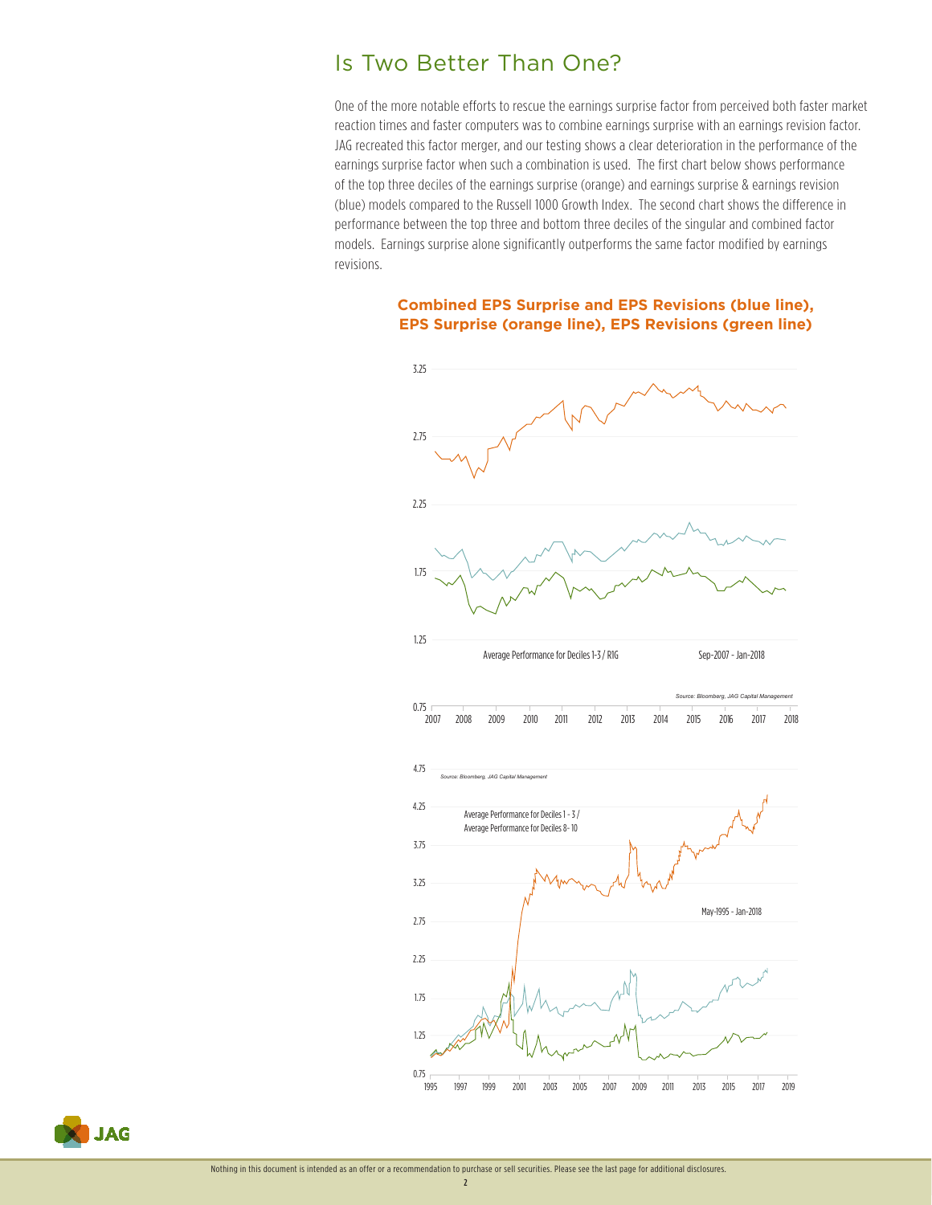# Is Two Better Than One?

One of the more notable efforts to rescue the earnings surprise factor from perceived both faster market reaction times and faster computers was to combine earnings surprise with an earnings revision factor. JAG recreated this factor merger, and our testing shows a clear deterioration in the performance of the earnings surprise factor when such a combination is used. The first chart below shows performance of the top three deciles of the earnings surprise (orange) and earnings surprise & earnings revision (blue) models compared to the Russell 1000 Growth Index. The second chart shows the difference in performance between the top three and bottom three deciles of the singular and combined factor models. Earnings surprise alone significantly outperforms the same factor modified by earnings revisions.

**Combined EPS Surprise and EPS Revisions (blue line), EPS Surprise (orange line), EPS Revisions (green line)**

Average Performance for Deciles 1-3 / R1G

Sep-2007 - Jan-2018

*Source: Bloomberg, JAG Capital Management*

*Source: Bloomberg, JAG Capital Management*

Average Performance for Deciles 1 - 3 / Average Performance for Deciles 8- 10

May-1995 - Jan-2018

Nothing in this document is intended as an offer or a recommendation to purchase or sell securities. Please see the last page for additional disclosures.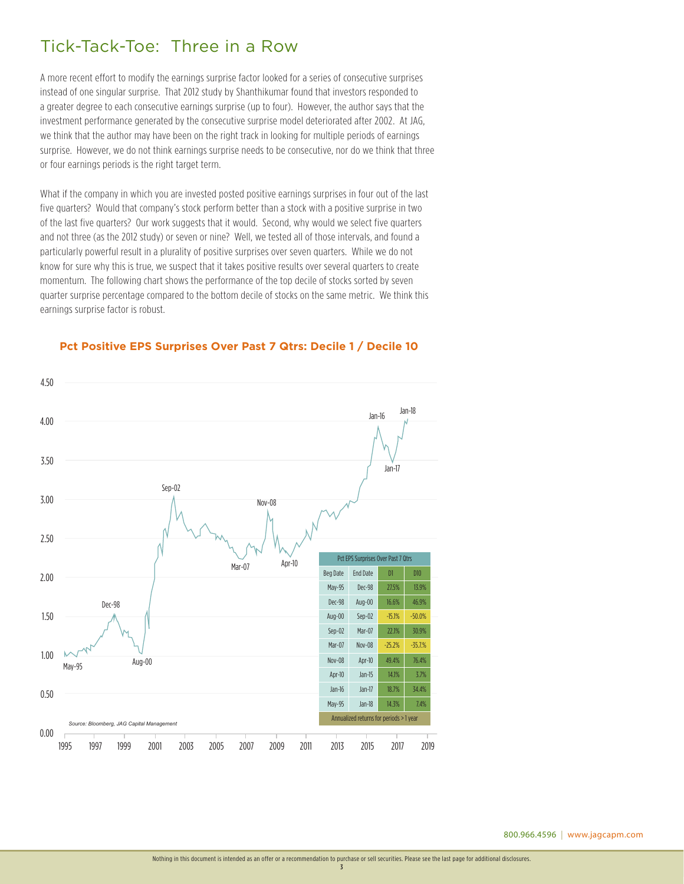# Tick-Tack-Toe: Three in a Row

A more recent effort to modify the earnings surprise factor looked for a series of consecutive surprises instead of one singular surprise. That 2012 study by Shanthikumar found that investors responded to a greater degree to each consecutive earnings surprise (up to four). However, the author says that the investment performance generated by the consecutive surprise model deteriorated after 2002. At JAG, we think that the author may have been on the right track in looking for multiple periods of earnings surprise. However, we do not think earnings surprise needs to be consecutive, nor do we think that three or four earnings periods is the right target term.

What if the company in which you are invested posted positive earnings surprises in four out of the last five quarters? Would that company's stock perform better than a stock with a positive surprise in two of the last five quarters? Our work suggests that it would. Second, why would we select five quarters and not three (as the 2012 study) or seven or nine? Well, we tested all of those intervals, and found a particularly powerful result in a plurality of positive surprises over seven quarters. While we do not know for sure why this is true, we suspect that it takes positive results over several quarters to create momentum. The following chart shows the performance of the top decile of stocks sorted by seven quarter surprise percentage compared to the bottom decile of stocks on the same metric. We think this earnings surprise factor is robust.

**Pct Positive EPS Surprises Over Past 7 Qtrs: Decile 1 / Decile 10**

| Pct EPS Surprises Over Past 7 Qtrs | | | |
|---|---|---|---|
| Beg Date | End Date | D1 | D10 |
| May-95 | Dec-98 | 27.5% | 13.9% |
| Dec-98 | Aug-00 | 16.6% | 46.9% |
| Aug-00 | Sep-02 | -15.1% | -50.0% |
| Sep-02 | Mar-07 | 22.1% | 30.9% |
| Mar-07 | Nov-08 | -25.2% | -35.7% |
| Nov-08 | Apr-10 | 49.4% | 76.4% |
| Apr-10 | Jan-15 | 14.1% | 3.7% |
| Jan-16 | Jan-17 | 18.7% | 34.4% |
| May-95 | Jan-18 | 14.3% | 7.4% |
| Annualized returns for periods > 1 year | | | |

*Source: Bloomberg, JAG Capital Management*

800.966.4596 | www.jagcapm.com

Nothing in this document is intended as an offer or a recommendation to purchase or sell securities. Please see the last page for additional disclosures.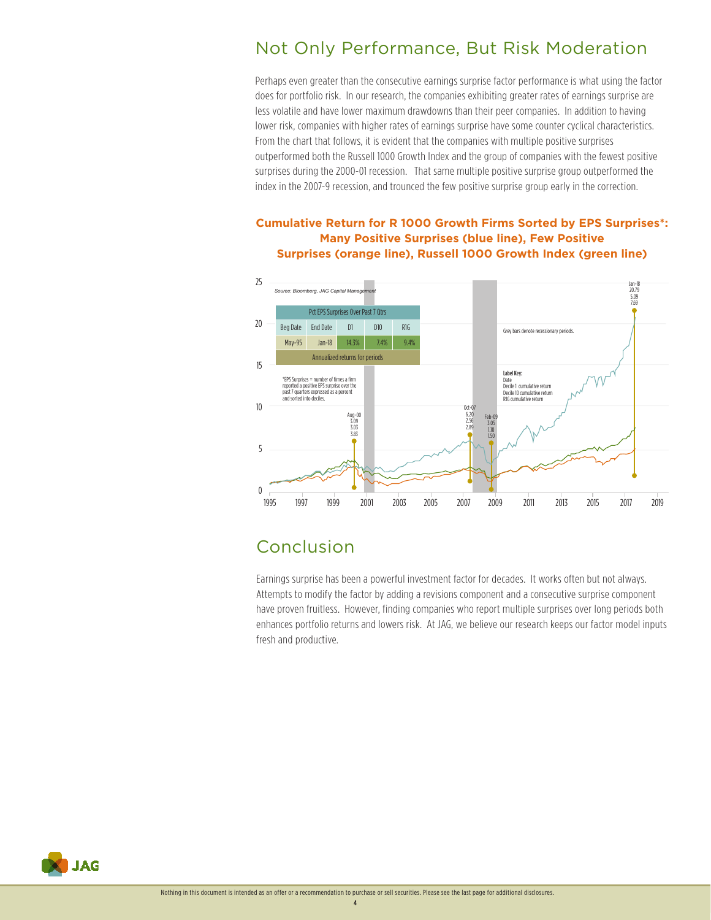## Not Only Performance, But Risk Moderation

Perhaps even greater than the consecutive earnings surprise factor performance is what using the factor does for portfolio risk. In our research, the companies exhibiting greater rates of earnings surprise are less volatile and have lower maximum drawdowns than their peer companies. In addition to having lower risk, companies with higher rates of earnings surprise have some counter cyclical characteristics. From the chart that follows, it is evident that the companies with multiple positive surprises outperformed both the Russell 1000 Growth Index and the group of companies with the fewest positive surprises during the 2000-01 recession. That same multiple positive surprise group outperformed the index in the 2007-9 recession, and trounced the few positive surprise group early in the correction.

**Cumulative Return for R 1000 Growth Firms Sorted by EPS Surprises\*: Many Positive Surprises (blue line), Few Positive Surprises (orange line), Russell 1000 Growth Index (green line)**

*Source: Bloomberg, JAG Capital Management*

| Pct EPS Surprises Over Past 7 Qtrs | | | | |
|---|---|---|---|---|
| Beg Date | End Date | D1 | D10 | R1G |
| May-95 | Jan-18 | 14.3% | 7.4% | 9.4% |
| Annualized returns for periods | | | | |

\*EPS Surprises = number of times a firm reported a positive EPS surprise over the past 7 quarters expressed as a percent and sorted into deciles.

Grey bars denote recessionary periods.

Label Key: Date, Decile 1 cumulative return, Decile 10 cumulative return, R1G cumulative return

| Date | Decile 1 | Decile 10 | R1G |
|---|---|---|---|
| Aug-00 | 3.09 | 3.03 | 3.83 |
| Oct-07 | 6.20 | 2.56 | 2.89 |
| Feb-09 | 3.05 | 1.10 | 1.50 |
| Jan-18 | 20.79 | 5.09 | 7.69 |

## Conclusion

Earnings surprise has been a powerful investment factor for decades. It works often but not always. Attempts to modify the factor by adding a revisions component and a consecutive surprise component have proven fruitless. However, finding companies who report multiple surprises over long periods both enhances portfolio returns and lowers risk. At JAG, we believe our research keeps our factor model inputs fresh and productive.

Nothing in this document is intended as an offer or a recommendation to purchase or sell securities. Please see the last page for additional disclosures.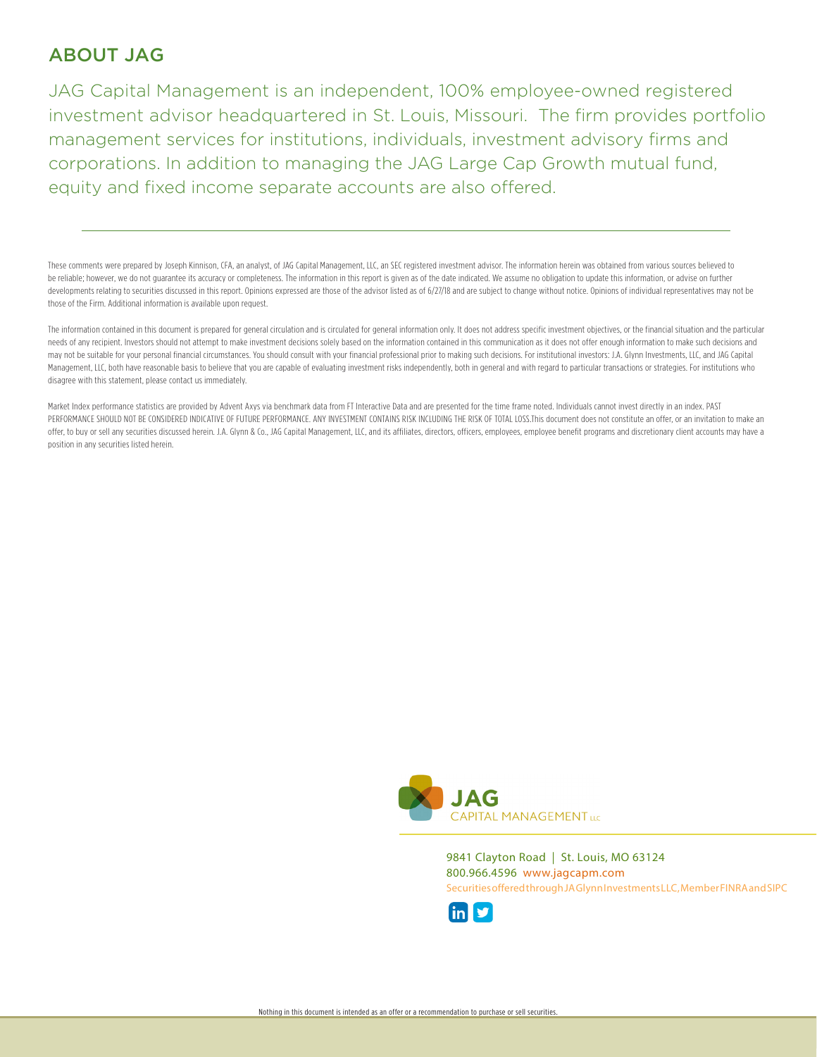## ABOUT JAG

JAG Capital Management is an independent, 100% employee-owned registered investment advisor headquartered in St. Louis, Missouri. The firm provides portfolio management services for institutions, individuals, investment advisory firms and corporations. In addition to managing the JAG Large Cap Growth mutual fund, equity and fixed income separate accounts are also offered.

---

These comments were prepared by Joseph Kinnison, CFA, an analyst, of JAG Capital Management, LLC, an SEC registered investment advisor. The information herein was obtained from various sources believed to be reliable; however, we do not guarantee its accuracy or completeness. The information in this report is given as of the date indicated. We assume no obligation to update this information, or advise on further developments relating to securities discussed in this report. Opinions expressed are those of the advisor listed as of 6/27/18 and are subject to change without notice. Opinions of individual representatives may not be those of the Firm. Additional information is available upon request.

The information contained in this document is prepared for general circulation and is circulated for general information only. It does not address specific investment objectives, or the financial situation and the particular needs of any recipient. Investors should not attempt to make investment decisions solely based on the information contained in this communication as it does not offer enough information to make such decisions and may not be suitable for your personal financial circumstances. You should consult with your financial professional prior to making such decisions. For institutional investors: J.A. Glynn Investments, LLC, and JAG Capital Management, LLC, both have reasonable basis to believe that you are capable of evaluating investment risks independently, both in general and with regard to particular transactions or strategies. For institutions who disagree with this statement, please contact us immediately.

Market Index performance statistics are provided by Advent Axys via benchmark data from FT Interactive Data and are presented for the time frame noted. Individuals cannot invest directly in an index. PAST PERFORMANCE SHOULD NOT BE CONSIDERED INDICATIVE OF FUTURE PERFORMANCE. ANY INVESTMENT CONTAINS RISK INCLUDING THE RISK OF TOTAL LOSS.This document does not constitute an offer, or an invitation to make an offer, to buy or sell any securities discussed herein. J.A. Glynn & Co., JAG Capital Management, LLC, and its affiliates, directors, officers, employees, employee benefit programs and discretionary client accounts may have a position in any securities listed herein.

JAG CAPITAL MANAGEMENT LLC

9841 Clayton Road | St. Louis, MO 63124
800.966.4596 www.jagcapm.com
Securities offered through JA Glynn Investments LLC, Member FINRA and SIPC

Nothing in this document is intended as an offer or a recommendation to purchase or sell securities.